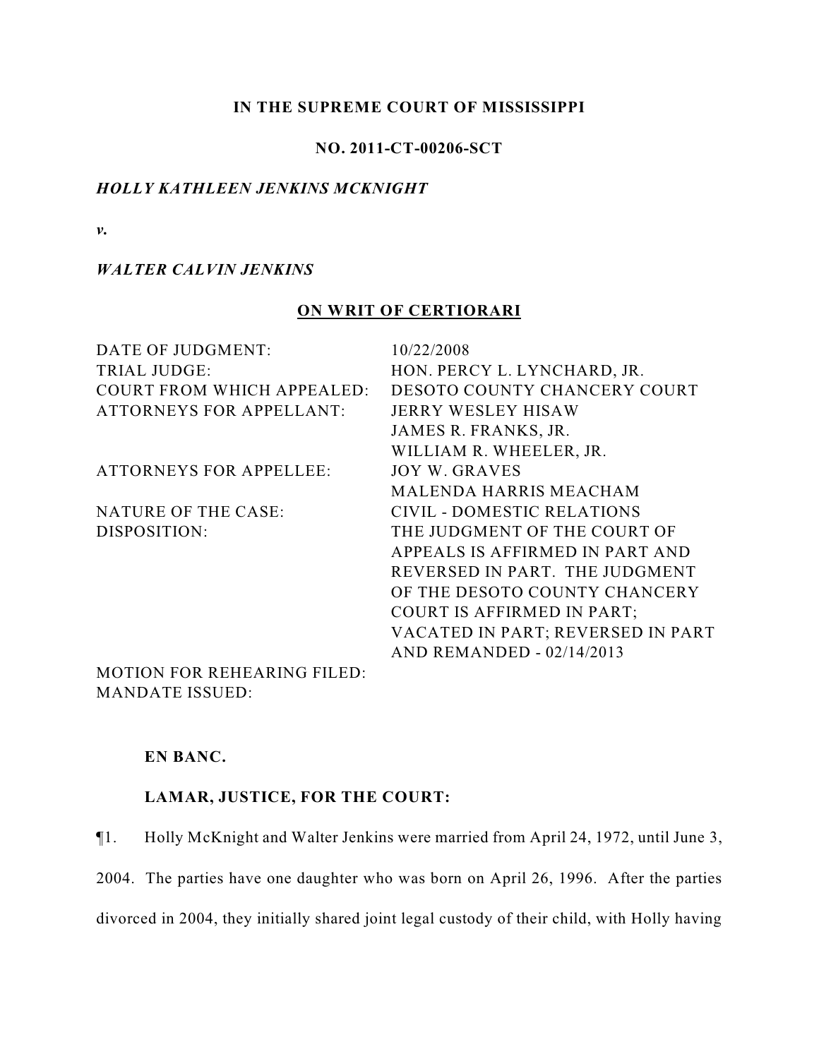**IN THE SUPREME COURT OF MISSISSIPPI**

**NO. 2011-CT-00206-SCT**

***HOLLY KATHLEEN JENKINS MCKNIGHT***

***v.***

***WALTER CALVIN JENKINS***

**ON WRIT OF CERTIORARI**

| | |
|---|---|
| DATE OF JUDGMENT: | 10/22/2008 |
| TRIAL JUDGE: | HON. PERCY L. LYNCHARD, JR. |
| COURT FROM WHICH APPEALED: | DESOTO COUNTY CHANCERY COURT |
| ATTORNEYS FOR APPELLANT: | JERRY WESLEY HISAW<br>JAMES R. FRANKS, JR.<br>WILLIAM R. WHEELER, JR. |
| ATTORNEYS FOR APPELLEE: | JOY W. GRAVES<br>MALENDA HARRIS MEACHAM |
| NATURE OF THE CASE: | CIVIL - DOMESTIC RELATIONS |
| DISPOSITION: | THE JUDGMENT OF THE COURT OF APPEALS IS AFFIRMED IN PART AND REVERSED IN PART. THE JUDGMENT OF THE DESOTO COUNTY CHANCERY COURT IS AFFIRMED IN PART; VACATED IN PART; REVERSED IN PART AND REMANDED - 02/14/2013 |
| MOTION FOR REHEARING FILED: | |
| MANDATE ISSUED: | |

**EN BANC.**

**LAMAR, JUSTICE, FOR THE COURT:**

¶1. Holly McKnight and Walter Jenkins were married from April 24, 1972, until June 3, 2004. The parties have one daughter who was born on April 26, 1996. After the parties divorced in 2004, they initially shared joint legal custody of their child, with Holly having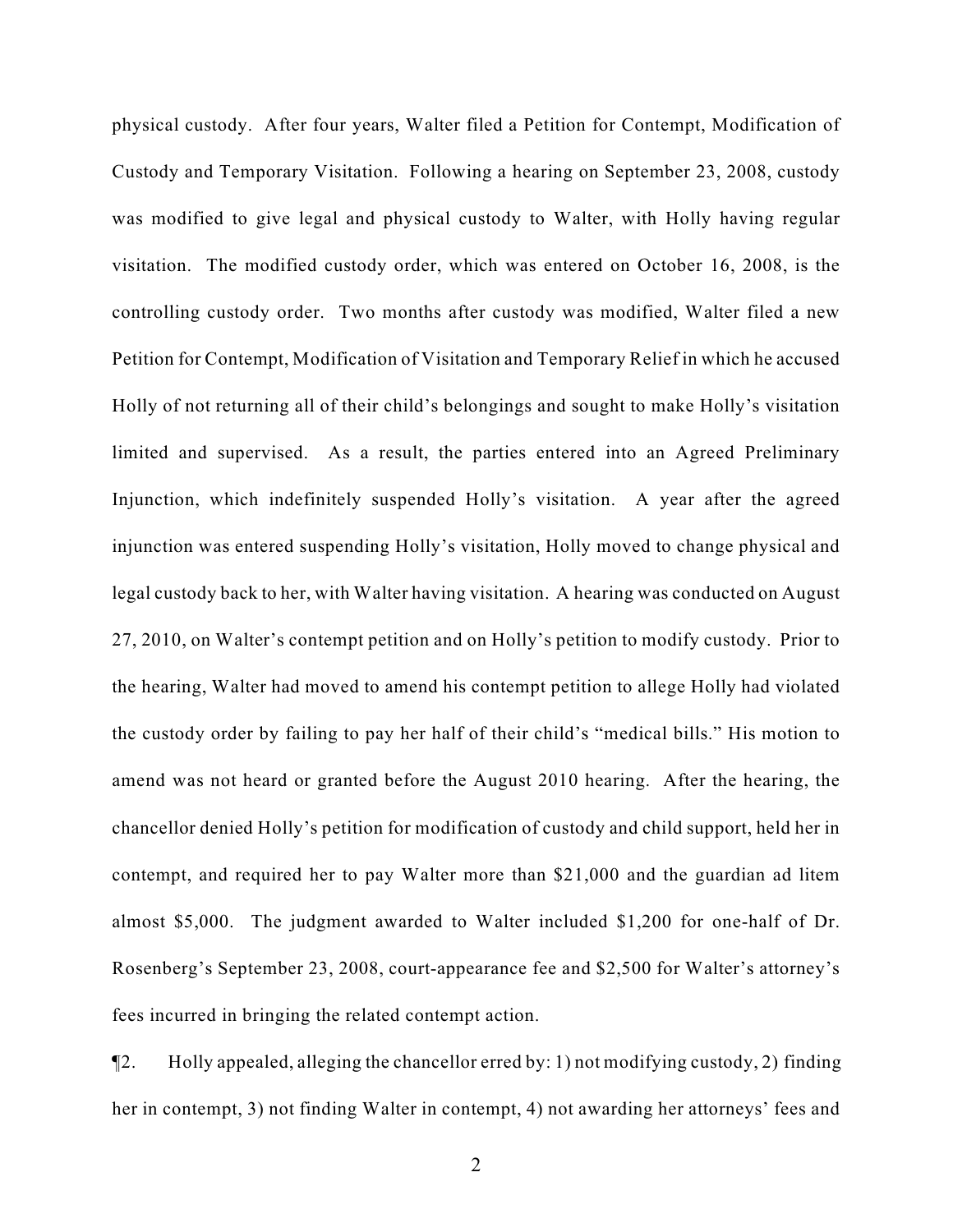physical custody. After four years, Walter filed a Petition for Contempt, Modification of Custody and Temporary Visitation. Following a hearing on September 23, 2008, custody was modified to give legal and physical custody to Walter, with Holly having regular visitation. The modified custody order, which was entered on October 16, 2008, is the controlling custody order. Two months after custody was modified, Walter filed a new Petition for Contempt, Modification of Visitation and Temporary Relief in which he accused Holly of not returning all of their child's belongings and sought to make Holly's visitation limited and supervised. As a result, the parties entered into an Agreed Preliminary Injunction, which indefinitely suspended Holly's visitation. A year after the agreed injunction was entered suspending Holly's visitation, Holly moved to change physical and legal custody back to her, with Walter having visitation. A hearing was conducted on August 27, 2010, on Walter's contempt petition and on Holly's petition to modify custody. Prior to the hearing, Walter had moved to amend his contempt petition to allege Holly had violated the custody order by failing to pay her half of their child's "medical bills." His motion to amend was not heard or granted before the August 2010 hearing. After the hearing, the chancellor denied Holly's petition for modification of custody and child support, held her in contempt, and required her to pay Walter more than $21,000 and the guardian ad litem almost $5,000. The judgment awarded to Walter included $1,200 for one-half of Dr. Rosenberg's September 23, 2008, court-appearance fee and $2,500 for Walter's attorney's fees incurred in bringing the related contempt action.

¶2. Holly appealed, alleging the chancellor erred by: 1) not modifying custody, 2) finding her in contempt, 3) not finding Walter in contempt, 4) not awarding her attorneys' fees and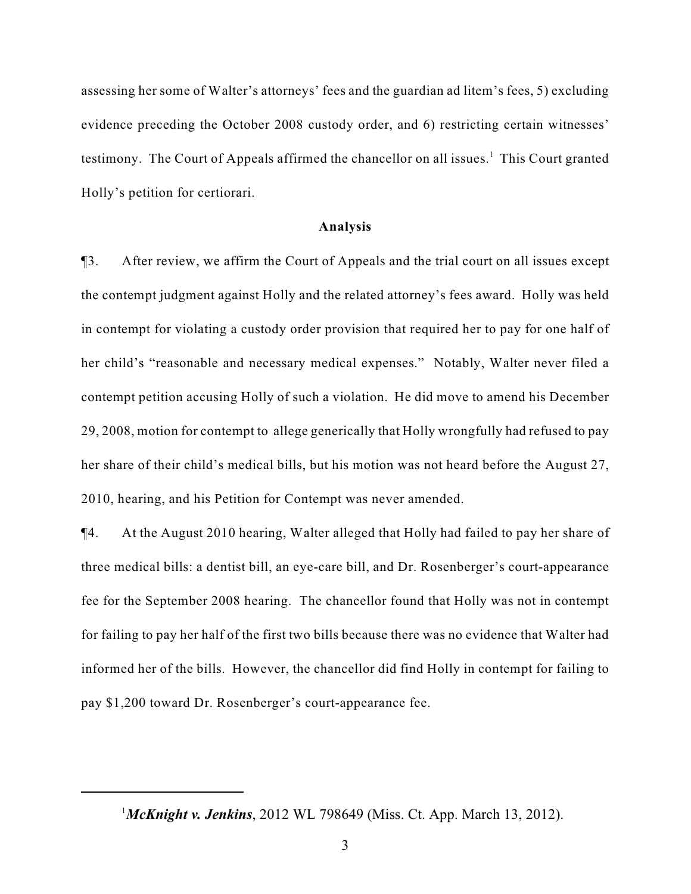assessing her some of Walter's attorneys' fees and the guardian ad litem's fees, 5) excluding evidence preceding the October 2008 custody order, and 6) restricting certain witnesses' testimony. The Court of Appeals affirmed the chancellor on all issues.[1] This Court granted Holly's petition for certiorari.

**Analysis**

¶3. After review, we affirm the Court of Appeals and the trial court on all issues except the contempt judgment against Holly and the related attorney's fees award. Holly was held in contempt for violating a custody order provision that required her to pay for one half of her child's "reasonable and necessary medical expenses." Notably, Walter never filed a contempt petition accusing Holly of such a violation. He did move to amend his December 29, 2008, motion for contempt to allege generically that Holly wrongfully had refused to pay her share of their child's medical bills, but his motion was not heard before the August 27, 2010, hearing, and his Petition for Contempt was never amended.

¶4. At the August 2010 hearing, Walter alleged that Holly had failed to pay her share of three medical bills: a dentist bill, an eye-care bill, and Dr. Rosenberger's court-appearance fee for the September 2008 hearing. The chancellor found that Holly was not in contempt for failing to pay her half of the first two bills because there was no evidence that Walter had informed her of the bills. However, the chancellor did find Holly in contempt for failing to pay $1,200 toward Dr. Rosenberger's court-appearance fee.

---

[1] ***McKnight v. Jenkins***, 2012 WL 798649 (Miss. Ct. App. March 13, 2012).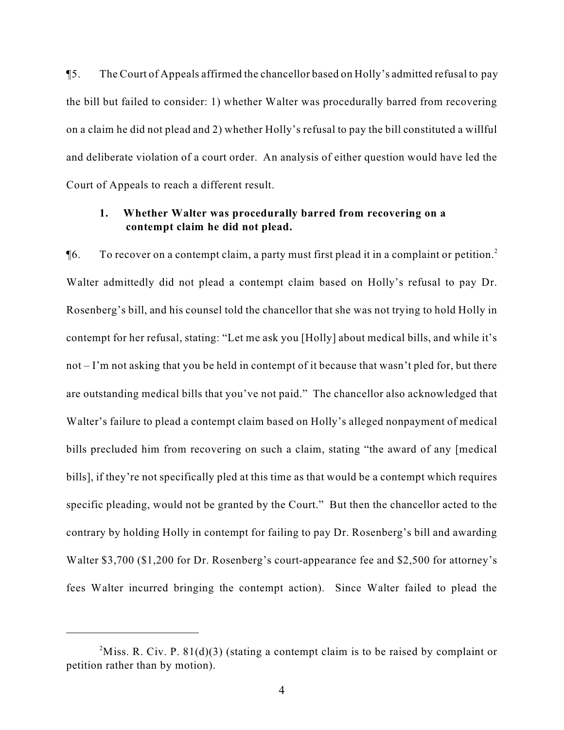¶5. The Court of Appeals affirmed the chancellor based on Holly's admitted refusal to pay the bill but failed to consider: 1) whether Walter was procedurally barred from recovering on a claim he did not plead and 2) whether Holly's refusal to pay the bill constituted a willful and deliberate violation of a court order. An analysis of either question would have led the Court of Appeals to reach a different result.

**1. Whether Walter was procedurally barred from recovering on a contempt claim he did not plead.**

¶6. To recover on a contempt claim, a party must first plead it in a complaint or petition.[2] Walter admittedly did not plead a contempt claim based on Holly's refusal to pay Dr. Rosenberg's bill, and his counsel told the chancellor that she was not trying to hold Holly in contempt for her refusal, stating: "Let me ask you [Holly] about medical bills, and while it's not – I'm not asking that you be held in contempt of it because that wasn't pled for, but there are outstanding medical bills that you've not paid." The chancellor also acknowledged that Walter's failure to plead a contempt claim based on Holly's alleged nonpayment of medical bills precluded him from recovering on such a claim, stating "the award of any [medical bills], if they're not specifically pled at this time as that would be a contempt which requires specific pleading, would not be granted by the Court." But then the chancellor acted to the contrary by holding Holly in contempt for failing to pay Dr. Rosenberg's bill and awarding Walter $3,700 ($1,200 for Dr. Rosenberg's court-appearance fee and $2,500 for attorney's fees Walter incurred bringing the contempt action). Since Walter failed to plead the

[2] Miss. R. Civ. P. 81(d)(3) (stating a contempt claim is to be raised by complaint or petition rather than by motion).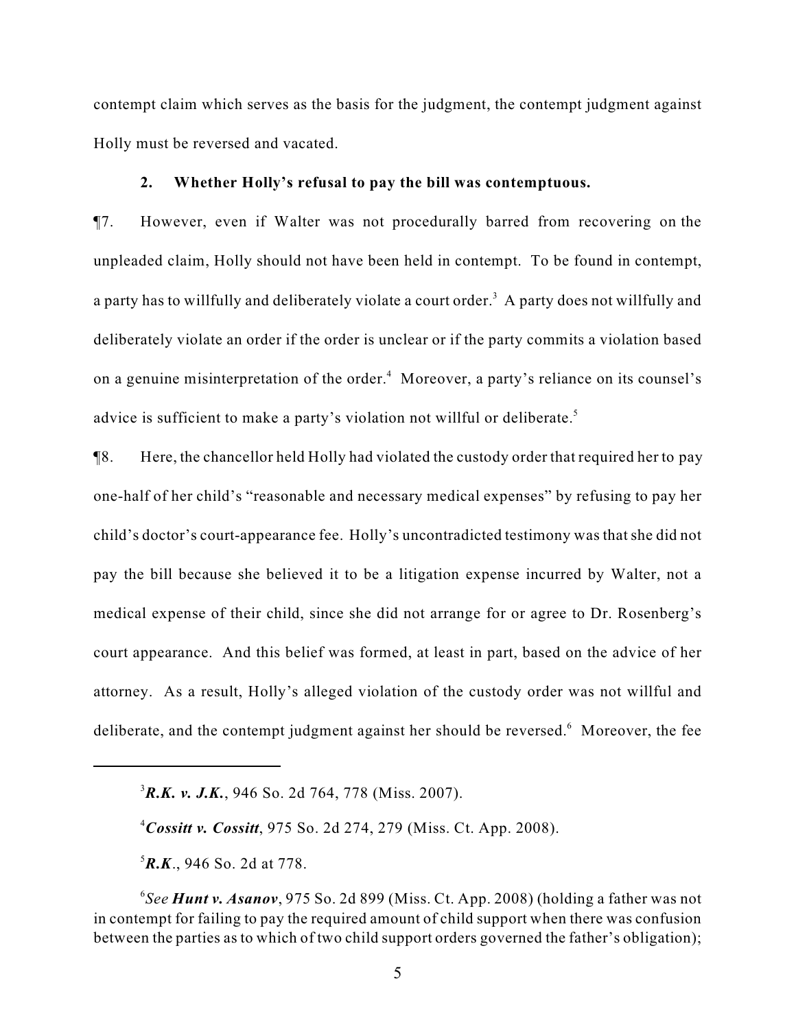contempt claim which serves as the basis for the judgment, the contempt judgment against Holly must be reversed and vacated.

**2. Whether Holly's refusal to pay the bill was contemptuous.**

¶7. However, even if Walter was not procedurally barred from recovering on the unpleaded claim, Holly should not have been held in contempt. To be found in contempt, a party has to willfully and deliberately violate a court order.[3] A party does not willfully and deliberately violate an order if the order is unclear or if the party commits a violation based on a genuine misinterpretation of the order.[4] Moreover, a party's reliance on its counsel's advice is sufficient to make a party's violation not willful or deliberate.[5]

¶8. Here, the chancellor held Holly had violated the custody order that required her to pay one-half of her child's "reasonable and necessary medical expenses" by refusing to pay her child's doctor's court-appearance fee. Holly's uncontradicted testimony was that she did not pay the bill because she believed it to be a litigation expense incurred by Walter, not a medical expense of their child, since she did not arrange for or agree to Dr. Rosenberg's court appearance. And this belief was formed, at least in part, based on the advice of her attorney. As a result, Holly's alleged violation of the custody order was not willful and deliberate, and the contempt judgment against her should be reversed.[6] Moreover, the fee

---

[3] ***R.K. v. J.K.***, 946 So. 2d 764, 778 (Miss. 2007).

[4] ***Cossitt v. Cossitt***, 975 So. 2d 274, 279 (Miss. Ct. App. 2008).

[5] ***R.K.***, 946 So. 2d at 778.

[6] *See* ***Hunt v. Asanov***, 975 So. 2d 899 (Miss. Ct. App. 2008) (holding a father was not in contempt for failing to pay the required amount of child support when there was confusion between the parties as to which of two child support orders governed the father's obligation);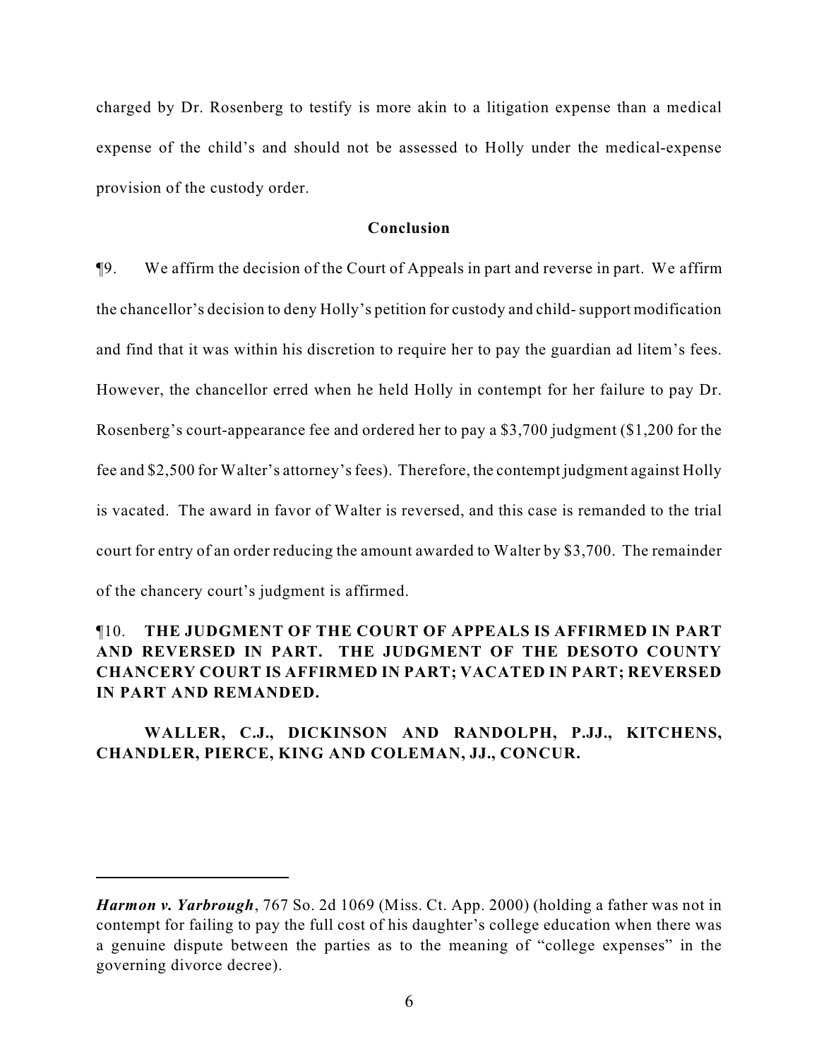charged by Dr. Rosenberg to testify is more akin to a litigation expense than a medical expense of the child's and should not be assessed to Holly under the medical-expense provision of the custody order.

**Conclusion**

¶9. We affirm the decision of the Court of Appeals in part and reverse in part. We affirm the chancellor's decision to deny Holly's petition for custody and child- support modification and find that it was within his discretion to require her to pay the guardian ad litem's fees. However, the chancellor erred when he held Holly in contempt for her failure to pay Dr. Rosenberg's court-appearance fee and ordered her to pay a $3,700 judgment ($1,200 for the fee and $2,500 for Walter's attorney's fees). Therefore, the contempt judgment against Holly is vacated. The award in favor of Walter is reversed, and this case is remanded to the trial court for entry of an order reducing the amount awarded to Walter by $3,700. The remainder of the chancery court's judgment is affirmed.

¶10. **THE JUDGMENT OF THE COURT OF APPEALS IS AFFIRMED IN PART AND REVERSED IN PART. THE JUDGMENT OF THE DESOTO COUNTY CHANCERY COURT IS AFFIRMED IN PART; VACATED IN PART; REVERSED IN PART AND REMANDED.**

**WALLER, C.J., DICKINSON AND RANDOLPH, P.JJ., KITCHENS, CHANDLER, PIERCE, KING AND COLEMAN, JJ., CONCUR.**

---

***Harmon v. Yarbrough***, 767 So. 2d 1069 (Miss. Ct. App. 2000) (holding a father was not in contempt for failing to pay the full cost of his daughter's college education when there was a genuine dispute between the parties as to the meaning of "college expenses" in the governing divorce decree).